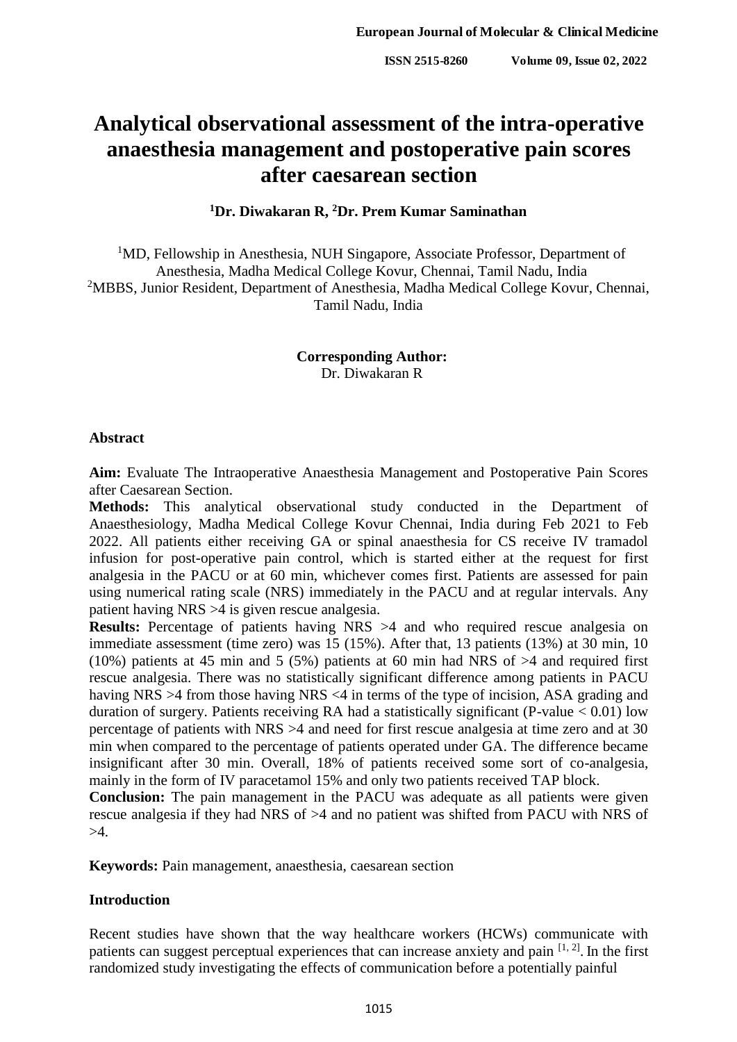# Analytical observational assessment of the intra-operative anaesthesia management and postoperative pain scores after caesarean section

**[1]Dr. Diwakaran R, [2]Dr. Prem Kumar Saminathan**

[1]MD, Fellowship in Anesthesia, NUH Singapore, Associate Professor, Department of Anesthesia, Madha Medical College Kovur, Chennai, Tamil Nadu, India
[2]MBBS, Junior Resident, Department of Anesthesia, Madha Medical College Kovur, Chennai, Tamil Nadu, India

**Corresponding Author:**
Dr. Diwakaran R

## Abstract

**Aim:** Evaluate The Intraoperative Anaesthesia Management and Postoperative Pain Scores after Caesarean Section.

**Methods:** This analytical observational study conducted in the Department of Anaesthesiology, Madha Medical College Kovur Chennai, India during Feb 2021 to Feb 2022. All patients either receiving GA or spinal anaesthesia for CS receive IV tramadol infusion for post-operative pain control, which is started either at the request for first analgesia in the PACU or at 60 min, whichever comes first. Patients are assessed for pain using numerical rating scale (NRS) immediately in the PACU and at regular intervals. Any patient having NRS >4 is given rescue analgesia.

**Results:** Percentage of patients having NRS >4 and who required rescue analgesia on immediate assessment (time zero) was 15 (15%). After that, 13 patients (13%) at 30 min, 10 (10%) patients at 45 min and 5 (5%) patients at 60 min had NRS of >4 and required first rescue analgesia. There was no statistically significant difference among patients in PACU having NRS >4 from those having NRS <4 in terms of the type of incision, ASA grading and duration of surgery. Patients receiving RA had a statistically significant (P-value < 0.01) low percentage of patients with NRS >4 and need for first rescue analgesia at time zero and at 30 min when compared to the percentage of patients operated under GA. The difference became insignificant after 30 min. Overall, 18% of patients received some sort of co-analgesia, mainly in the form of IV paracetamol 15% and only two patients received TAP block.

**Conclusion:** The pain management in the PACU was adequate as all patients were given rescue analgesia if they had NRS of >4 and no patient was shifted from PACU with NRS of >4.

**Keywords:** Pain management, anaesthesia, caesarean section

## Introduction

Recent studies have shown that the way healthcare workers (HCWs) communicate with patients can suggest perceptual experiences that can increase anxiety and pain [1, 2]. In the first randomized study investigating the effects of communication before a potentially painful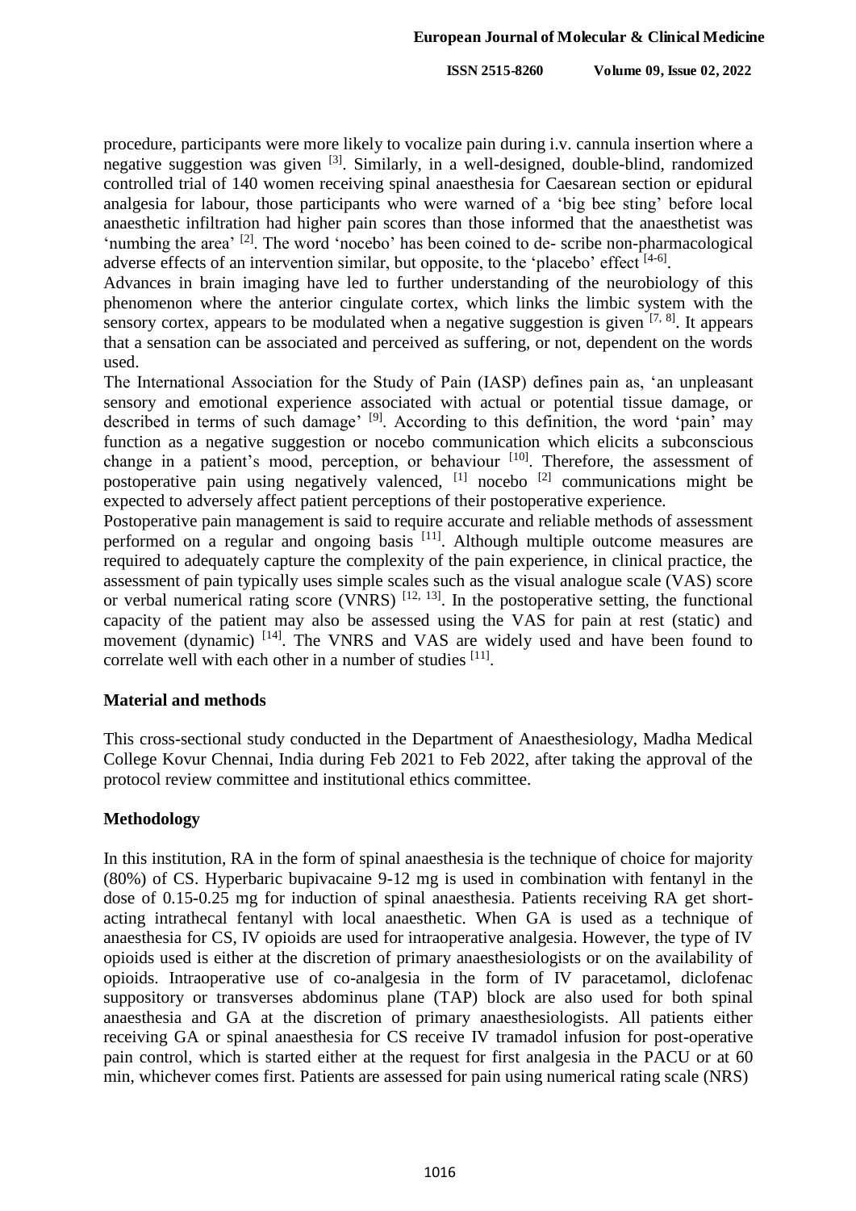procedure, participants were more likely to vocalize pain during i.v. cannula insertion where a negative suggestion was given [3]. Similarly, in a well-designed, double-blind, randomized controlled trial of 140 women receiving spinal anaesthesia for Caesarean section or epidural analgesia for labour, those participants who were warned of a 'big bee sting' before local anaesthetic infiltration had higher pain scores than those informed that the anaesthetist was 'numbing the area' [2]. The word 'nocebo' has been coined to de- scribe non-pharmacological adverse effects of an intervention similar, but opposite, to the 'placebo' effect [4-6].

Advances in brain imaging have led to further understanding of the neurobiology of this phenomenon where the anterior cingulate cortex, which links the limbic system with the sensory cortex, appears to be modulated when a negative suggestion is given [7, 8]. It appears that a sensation can be associated and perceived as suffering, or not, dependent on the words used.

The International Association for the Study of Pain (IASP) defines pain as, 'an unpleasant sensory and emotional experience associated with actual or potential tissue damage, or described in terms of such damage' [9]. According to this definition, the word 'pain' may function as a negative suggestion or nocebo communication which elicits a subconscious change in a patient's mood, perception, or behaviour [10]. Therefore, the assessment of postoperative pain using negatively valenced, [1] nocebo [2] communications might be expected to adversely affect patient perceptions of their postoperative experience.

Postoperative pain management is said to require accurate and reliable methods of assessment performed on a regular and ongoing basis [11]. Although multiple outcome measures are required to adequately capture the complexity of the pain experience, in clinical practice, the assessment of pain typically uses simple scales such as the visual analogue scale (VAS) score or verbal numerical rating score (VNRS) [12, 13]. In the postoperative setting, the functional capacity of the patient may also be assessed using the VAS for pain at rest (static) and movement (dynamic) [14]. The VNRS and VAS are widely used and have been found to correlate well with each other in a number of studies [11].

## Material and methods

This cross-sectional study conducted in the Department of Anaesthesiology, Madha Medical College Kovur Chennai, India during Feb 2021 to Feb 2022, after taking the approval of the protocol review committee and institutional ethics committee.

## Methodology

In this institution, RA in the form of spinal anaesthesia is the technique of choice for majority (80%) of CS. Hyperbaric bupivacaine 9-12 mg is used in combination with fentanyl in the dose of 0.15-0.25 mg for induction of spinal anaesthesia. Patients receiving RA get short-acting intrathecal fentanyl with local anaesthetic. When GA is used as a technique of anaesthesia for CS, IV opioids are used for intraoperative analgesia. However, the type of IV opioids used is either at the discretion of primary anaesthesiologists or on the availability of opioids. Intraoperative use of co-analgesia in the form of IV paracetamol, diclofenac suppository or transverses abdominus plane (TAP) block are also used for both spinal anaesthesia and GA at the discretion of primary anaesthesiologists. All patients either receiving GA or spinal anaesthesia for CS receive IV tramadol infusion for post-operative pain control, which is started either at the request for first analgesia in the PACU or at 60 min, whichever comes first. Patients are assessed for pain using numerical rating scale (NRS)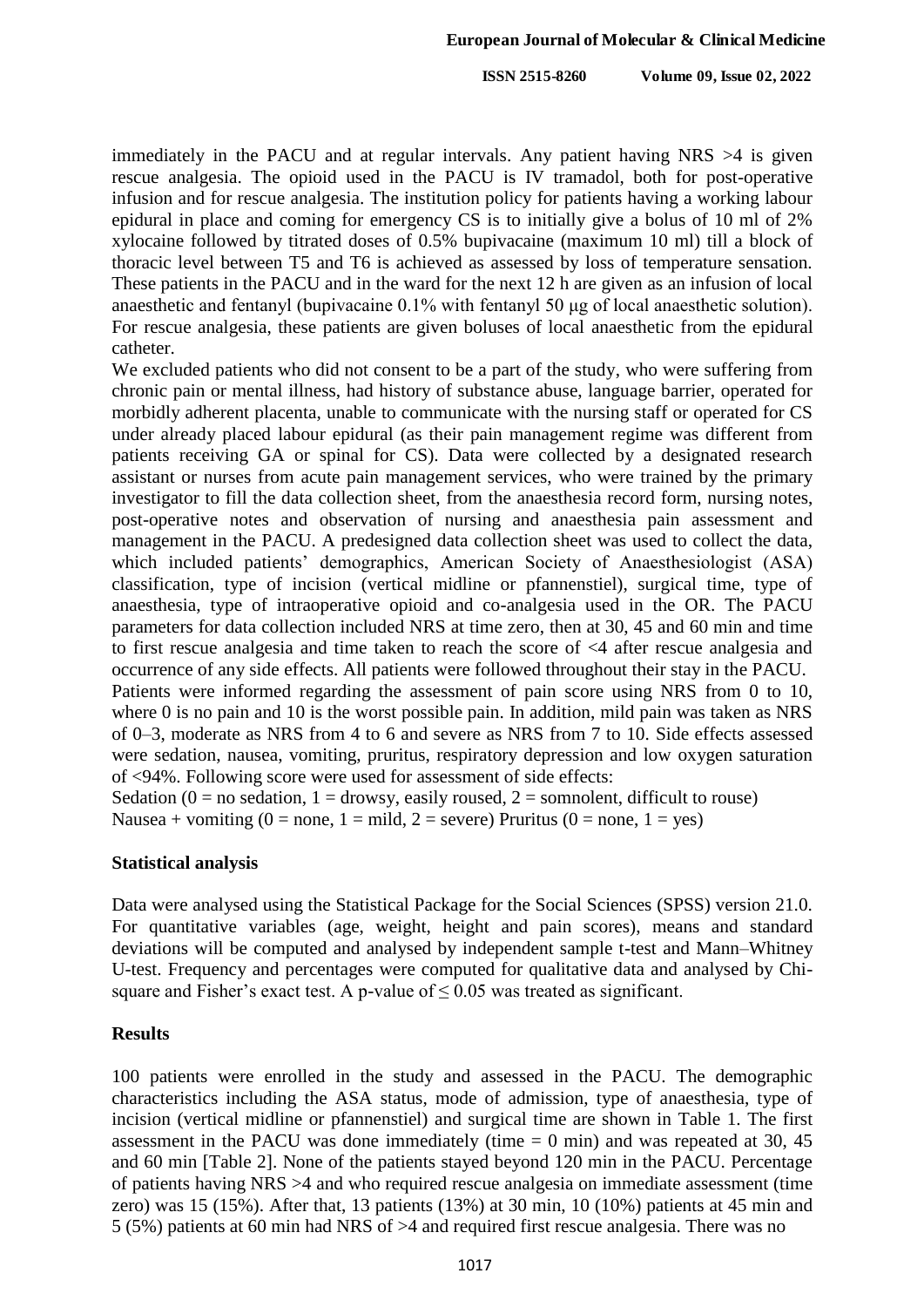immediately in the PACU and at regular intervals. Any patient having NRS >4 is given rescue analgesia. The opioid used in the PACU is IV tramadol, both for post-operative infusion and for rescue analgesia. The institution policy for patients having a working labour epidural in place and coming for emergency CS is to initially give a bolus of 10 ml of 2% xylocaine followed by titrated doses of 0.5% bupivacaine (maximum 10 ml) till a block of thoracic level between T5 and T6 is achieved as assessed by loss of temperature sensation. These patients in the PACU and in the ward for the next 12 h are given as an infusion of local anaesthetic and fentanyl (bupivacaine 0.1% with fentanyl 50 μg of local anaesthetic solution). For rescue analgesia, these patients are given boluses of local anaesthetic from the epidural catheter.

We excluded patients who did not consent to be a part of the study, who were suffering from chronic pain or mental illness, had history of substance abuse, language barrier, operated for morbidly adherent placenta, unable to communicate with the nursing staff or operated for CS under already placed labour epidural (as their pain management regime was different from patients receiving GA or spinal for CS). Data were collected by a designated research assistant or nurses from acute pain management services, who were trained by the primary investigator to fill the data collection sheet, from the anaesthesia record form, nursing notes, post-operative notes and observation of nursing and anaesthesia pain assessment and management in the PACU. A predesigned data collection sheet was used to collect the data, which included patients' demographics, American Society of Anaesthesiologist (ASA) classification, type of incision (vertical midline or pfannenstiel), surgical time, type of anaesthesia, type of intraoperative opioid and co-analgesia used in the OR. The PACU parameters for data collection included NRS at time zero, then at 30, 45 and 60 min and time to first rescue analgesia and time taken to reach the score of <4 after rescue analgesia and occurrence of any side effects. All patients were followed throughout their stay in the PACU.

Patients were informed regarding the assessment of pain score using NRS from 0 to 10, where 0 is no pain and 10 is the worst possible pain. In addition, mild pain was taken as NRS of 0–3, moderate as NRS from 4 to 6 and severe as NRS from 7 to 10. Side effects assessed were sedation, nausea, vomiting, pruritus, respiratory depression and low oxygen saturation of <94%. Following score were used for assessment of side effects:

Sedation (0 = no sedation, 1 = drowsy, easily roused, 2 = somnolent, difficult to rouse)
Nausea + vomiting (0 = none, 1 = mild, 2 = severe) Pruritus (0 = none, 1 = yes)

## Statistical analysis

Data were analysed using the Statistical Package for the Social Sciences (SPSS) version 21.0. For quantitative variables (age, weight, height and pain scores), means and standard deviations will be computed and analysed by independent sample t-test and Mann–Whitney U-test. Frequency and percentages were computed for qualitative data and analysed by Chi-square and Fisher's exact test. A p-value of $\leq 0.05$ was treated as significant.

## Results

100 patients were enrolled in the study and assessed in the PACU. The demographic characteristics including the ASA status, mode of admission, type of anaesthesia, type of incision (vertical midline or pfannenstiel) and surgical time are shown in Table 1. The first assessment in the PACU was done immediately (time = 0 min) and was repeated at 30, 45 and 60 min [Table 2]. None of the patients stayed beyond 120 min in the PACU. Percentage of patients having NRS >4 and who required rescue analgesia on immediate assessment (time zero) was 15 (15%). After that, 13 patients (13%) at 30 min, 10 (10%) patients at 45 min and 5 (5%) patients at 60 min had NRS of >4 and required first rescue analgesia. There was no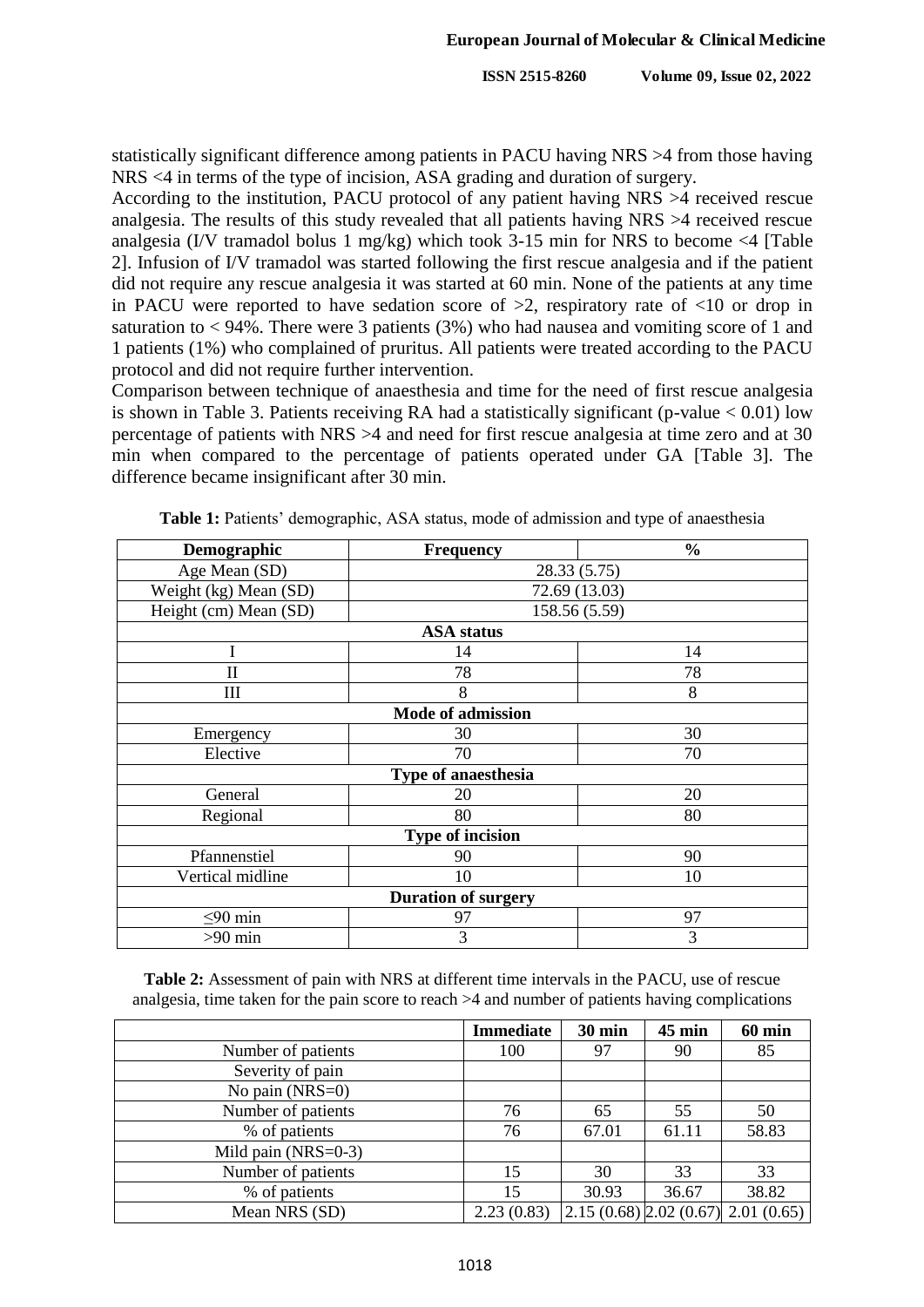statistically significant difference among patients in PACU having NRS >4 from those having NRS <4 in terms of the type of incision, ASA grading and duration of surgery.

According to the institution, PACU protocol of any patient having NRS >4 received rescue analgesia. The results of this study revealed that all patients having NRS >4 received rescue analgesia (I/V tramadol bolus 1 mg/kg) which took 3-15 min for NRS to become <4 [Table 2]. Infusion of I/V tramadol was started following the first rescue analgesia and if the patient did not require any rescue analgesia it was started at 60 min. None of the patients at any time in PACU were reported to have sedation score of >2, respiratory rate of <10 or drop in saturation to < 94%. There were 3 patients (3%) who had nausea and vomiting score of 1 and 1 patients (1%) who complained of pruritus. All patients were treated according to the PACU protocol and did not require further intervention.

Comparison between technique of anaesthesia and time for the need of first rescue analgesia is shown in Table 3. Patients receiving RA had a statistically significant (p-value < 0.01) low percentage of patients with NRS >4 and need for first rescue analgesia at time zero and at 30 min when compared to the percentage of patients operated under GA [Table 3]. The difference became insignificant after 30 min.

**Table 1:** Patients' demographic, ASA status, mode of admission and type of anaesthesia

| Demographic | Frequency | % |
|---|---|---|
| Age Mean (SD) | 28.33 (5.75) | |
| Weight (kg) Mean (SD) | 72.69 (13.03) | |
| Height (cm) Mean (SD) | 158.56 (5.59) | |
| **ASA status** | | |
| I | 14 | 14 |
| II | 78 | 78 |
| III | 8 | 8 |
| **Mode of admission** | | |
| Emergency | 30 | 30 |
| Elective | 70 | 70 |
| **Type of anaesthesia** | | |
| General | 20 | 20 |
| Regional | 80 | 80 |
| **Type of incision** | | |
| Pfannenstiel | 90 | 90 |
| Vertical midline | 10 | 10 |
| **Duration of surgery** | | |
| ≤90 min | 97 | 97 |
| >90 min | 3 | 3 |

**Table 2:** Assessment of pain with NRS at different time intervals in the PACU, use of rescue analgesia, time taken for the pain score to reach >4 and number of patients having complications

| | Immediate | 30 min | 45 min | 60 min |
|---|---|---|---|---|
| Number of patients | 100 | 97 | 90 | 85 |
| Severity of pain | | | | |
| No pain (NRS=0) | | | | |
| Number of patients | 76 | 65 | 55 | 50 |
| % of patients | 76 | 67.01 | 61.11 | 58.83 |
| Mild pain (NRS=0-3) | | | | |
| Number of patients | 15 | 30 | 33 | 33 |
| % of patients | 15 | 30.93 | 36.67 | 38.82 |
| Mean NRS (SD) | 2.23 (0.83) | 2.15 (0.68) | 2.02 (0.67) | 2.01 (0.65) |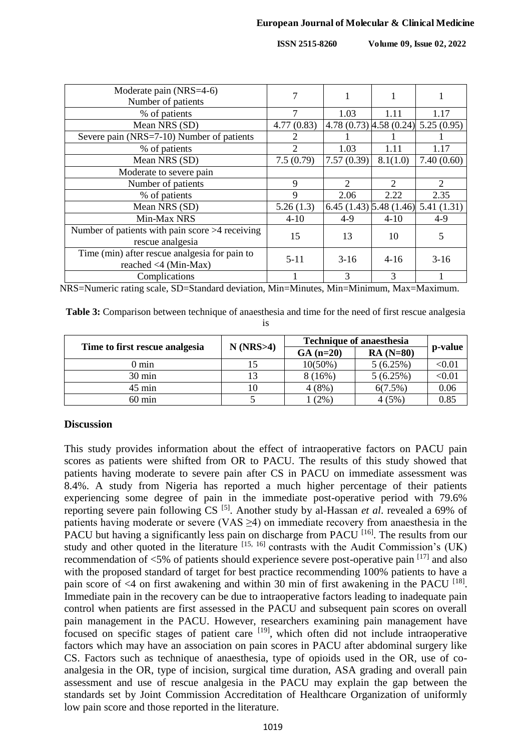| Moderate pain (NRS=4-6) Number of patients | 7 | 1 | 1 | 1 |
|---|---|---|---|---|
| % of patients | 7 | 1.03 | 1.11 | 1.17 |
| Mean NRS (SD) | 4.77 (0.83) | 4.78 (0.73) | 4.58 (0.24) | 5.25 (0.95) |
| Severe pain (NRS=7-10) Number of patients | 2 | 1 | 1 | 1 |
| % of patients | 2 | 1.03 | 1.11 | 1.17 |
| Mean NRS (SD) | 7.5 (0.79) | 7.57 (0.39) | 8.1(1.0) | 7.40 (0.60) |
| Moderate to severe pain | | | | |
| Number of patients | 9 | 2 | 2 | 2 |
| % of patients | 9 | 2.06 | 2.22 | 2.35 |
| Mean NRS (SD) | 5.26 (1.3) | 6.45 (1.43) | 5.48 (1.46) | 5.41 (1.31) |
| Min-Max NRS | 4-10 | 4-9 | 4-10 | 4-9 |
| Number of patients with pain score >4 receiving rescue analgesia | 15 | 13 | 10 | 5 |
| Time (min) after rescue analgesia for pain to reached <4 (Min-Max) | 5-11 | 3-16 | 4-16 | 3-16 |
| Complications | 1 | 3 | 3 | 1 |

NRS=Numeric rating scale, SD=Standard deviation, Min=Minutes, Min=Minimum, Max=Maximum.

**Table 3:** Comparison between technique of anaesthesia and time for the need of first rescue analgesia is

| Time to first rescue analgesia | N (NRS>4) | Technique of anaesthesia | | p-value |
|---|---|---|---|---|
| | | GA (n=20) | RA (N=80) | |
| 0 min | 15 | 10(50%) | 5 (6.25%) | <0.01 |
| 30 min | 13 | 8 (16%) | 5 (6.25%) | <0.01 |
| 45 min | 10 | 4 (8%) | 6(7.5%) | 0.06 |
| 60 min | 5 | 1 (2%) | 4 (5%) | 0.85 |

## Discussion

This study provides information about the effect of intraoperative factors on PACU pain scores as patients were shifted from OR to PACU. The results of this study showed that patients having moderate to severe pain after CS in PACU on immediate assessment was 8.4%. A study from Nigeria has reported a much higher percentage of their patients experiencing some degree of pain in the immediate post-operative period with 79.6% reporting severe pain following CS [5]. Another study by al-Hassan *et al*. revealed a 69% of patients having moderate or severe (VAS ≥4) on immediate recovery from anaesthesia in the PACU but having a significantly less pain on discharge from PACU [16]. The results from our study and other quoted in the literature [15, 16] contrasts with the Audit Commission's (UK) recommendation of <5% of patients should experience severe post-operative pain [17] and also with the proposed standard of target for best practice recommending 100% patients to have a pain score of <4 on first awakening and within 30 min of first awakening in the PACU [18]. Immediate pain in the recovery can be due to intraoperative factors leading to inadequate pain control when patients are first assessed in the PACU and subsequent pain scores on overall pain management in the PACU. However, researchers examining pain management have focused on specific stages of patient care [19], which often did not include intraoperative factors which may have an association on pain scores in PACU after abdominal surgery like CS. Factors such as technique of anaesthesia, type of opioids used in the OR, use of co-analgesia in the OR, type of incision, surgical time duration, ASA grading and overall pain assessment and use of rescue analgesia in the PACU may explain the gap between the standards set by Joint Commission Accreditation of Healthcare Organization of uniformly low pain score and those reported in the literature.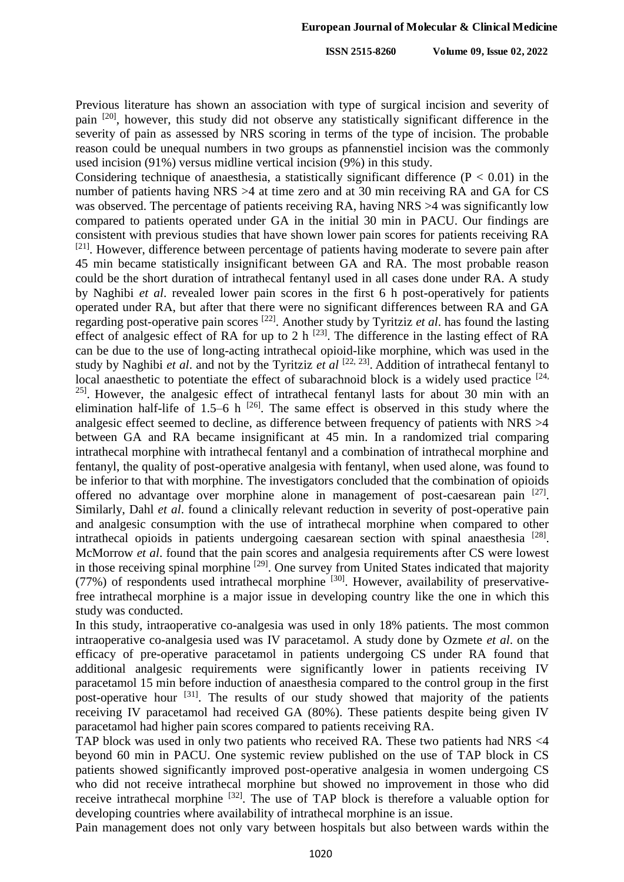Previous literature has shown an association with type of surgical incision and severity of pain [20], however, this study did not observe any statistically significant difference in the severity of pain as assessed by NRS scoring in terms of the type of incision. The probable reason could be unequal numbers in two groups as pfannenstiel incision was the commonly used incision (91%) versus midline vertical incision (9%) in this study.

Considering technique of anaesthesia, a statistically significant difference ($P < 0.01$) in the number of patients having NRS >4 at time zero and at 30 min receiving RA and GA for CS was observed. The percentage of patients receiving RA, having NRS >4 was significantly low compared to patients operated under GA in the initial 30 min in PACU. Our findings are consistent with previous studies that have shown lower pain scores for patients receiving RA [21]. However, difference between percentage of patients having moderate to severe pain after 45 min became statistically insignificant between GA and RA. The most probable reason could be the short duration of intrathecal fentanyl used in all cases done under RA. A study by Naghibi *et al*. revealed lower pain scores in the first 6 h post-operatively for patients operated under RA, but after that there were no significant differences between RA and GA regarding post-operative pain scores [22]. Another study by Tyritziz *et al*. has found the lasting effect of analgesic effect of RA for up to 2 h [23]. The difference in the lasting effect of RA can be due to the use of long-acting intrathecal opioid-like morphine, which was used in the study by Naghibi *et al*. and not by the Tyritziz *et al* [22, 23]. Addition of intrathecal fentanyl to local anaesthetic to potentiate the effect of subarachnoid block is a widely used practice [24, 25]. However, the analgesic effect of intrathecal fentanyl lasts for about 30 min with an elimination half-life of 1.5–6 h [26]. The same effect is observed in this study where the analgesic effect seemed to decline, as difference between frequency of patients with NRS >4 between GA and RA became insignificant at 45 min. In a randomized trial comparing intrathecal morphine with intrathecal fentanyl and a combination of intrathecal morphine and fentanyl, the quality of post-operative analgesia with fentanyl, when used alone, was found to be inferior to that with morphine. The investigators concluded that the combination of opioids offered no advantage over morphine alone in management of post-caesarean pain [27]. Similarly, Dahl *et al*. found a clinically relevant reduction in severity of post-operative pain and analgesic consumption with the use of intrathecal morphine when compared to other intrathecal opioids in patients undergoing caesarean section with spinal anaesthesia [28]. McMorrow *et al*. found that the pain scores and analgesia requirements after CS were lowest in those receiving spinal morphine [29]. One survey from United States indicated that majority (77%) of respondents used intrathecal morphine [30]. However, availability of preservative-free intrathecal morphine is a major issue in developing country like the one in which this study was conducted.

In this study, intraoperative co-analgesia was used in only 18% patients. The most common intraoperative co-analgesia used was IV paracetamol. A study done by Ozmete *et al*. on the efficacy of pre-operative paracetamol in patients undergoing CS under RA found that additional analgesic requirements were significantly lower in patients receiving IV paracetamol 15 min before induction of anaesthesia compared to the control group in the first post-operative hour [31]. The results of our study showed that majority of the patients receiving IV paracetamol had received GA (80%). These patients despite being given IV paracetamol had higher pain scores compared to patients receiving RA.

TAP block was used in only two patients who received RA. These two patients had NRS <4 beyond 60 min in PACU. One systemic review published on the use of TAP block in CS patients showed significantly improved post-operative analgesia in women undergoing CS who did not receive intrathecal morphine but showed no improvement in those who did receive intrathecal morphine [32]. The use of TAP block is therefore a valuable option for developing countries where availability of intrathecal morphine is an issue.

Pain management does not only vary between hospitals but also between wards within the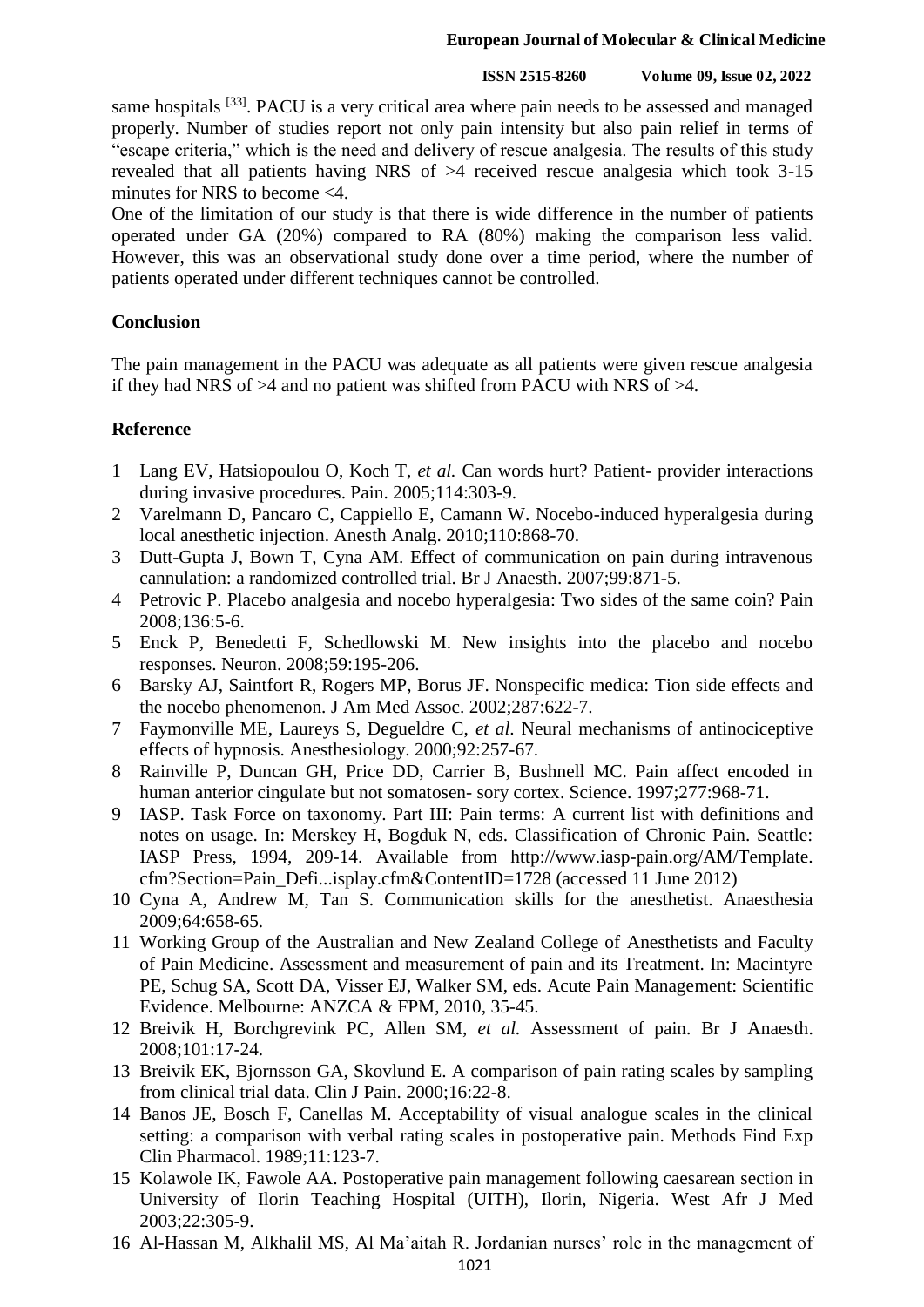same hospitals [33]. PACU is a very critical area where pain needs to be assessed and managed properly. Number of studies report not only pain intensity but also pain relief in terms of "escape criteria," which is the need and delivery of rescue analgesia. The results of this study revealed that all patients having NRS of >4 received rescue analgesia which took 3-15 minutes for NRS to become <4.

One of the limitation of our study is that there is wide difference in the number of patients operated under GA (20%) compared to RA (80%) making the comparison less valid. However, this was an observational study done over a time period, where the number of patients operated under different techniques cannot be controlled.

## Conclusion

The pain management in the PACU was adequate as all patients were given rescue analgesia if they had NRS of >4 and no patient was shifted from PACU with NRS of >4.

## Reference

1. Lang EV, Hatsiopoulou O, Koch T, *et al.* Can words hurt? Patient- provider interactions during invasive procedures. Pain. 2005;114:303-9.
2. Varelmann D, Pancaro C, Cappiello E, Camann W. Nocebo-induced hyperalgesia during local anesthetic injection. Anesth Analg. 2010;110:868-70.
3. Dutt-Gupta J, Bown T, Cyna AM. Effect of communication on pain during intravenous cannulation: a randomized controlled trial. Br J Anaesth. 2007;99:871-5.
4. Petrovic P. Placebo analgesia and nocebo hyperalgesia: Two sides of the same coin? Pain 2008;136:5-6.
5. Enck P, Benedetti F, Schedlowski M. New insights into the placebo and nocebo responses. Neuron. 2008;59:195-206.
6. Barsky AJ, Saintfort R, Rogers MP, Borus JF. Nonspecific medica: Tion side effects and the nocebo phenomenon. J Am Med Assoc. 2002;287:622-7.
7. Faymonville ME, Laureys S, Degueldre C, *et al*. Neural mechanisms of antinociceptive effects of hypnosis. Anesthesiology. 2000;92:257-67.
8. Rainville P, Duncan GH, Price DD, Carrier B, Bushnell MC. Pain affect encoded in human anterior cingulate but not somatosen- sory cortex. Science. 1997;277:968-71.
9. IASP. Task Force on taxonomy. Part III: Pain terms: A current list with definitions and notes on usage. In: Merskey H, Bogduk N, eds. Classification of Chronic Pain. Seattle: IASP Press, 1994, 209-14. Available from http://www.iasp-pain.org/AM/Template.cfm?Section=Pain_Defi...isplay.cfm&ContentID=1728 (accessed 11 June 2012)
10. Cyna A, Andrew M, Tan S. Communication skills for the anesthetist. Anaesthesia 2009;64:658-65.
11. Working Group of the Australian and New Zealand College of Anesthetists and Faculty of Pain Medicine. Assessment and measurement of pain and its Treatment. In: Macintyre PE, Schug SA, Scott DA, Visser EJ, Walker SM, eds. Acute Pain Management: Scientific Evidence. Melbourne: ANZCA & FPM, 2010, 35-45.
12. Breivik H, Borchgrevink PC, Allen SM, *et al.* Assessment of pain. Br J Anaesth. 2008;101:17-24.
13. Breivik EK, Bjornsson GA, Skovlund E. A comparison of pain rating scales by sampling from clinical trial data. Clin J Pain. 2000;16:22-8.
14. Banos JE, Bosch F, Canellas M. Acceptability of visual analogue scales in the clinical setting: a comparison with verbal rating scales in postoperative pain. Methods Find Exp Clin Pharmacol. 1989;11:123-7.
15. Kolawole IK, Fawole AA. Postoperative pain management following caesarean section in University of Ilorin Teaching Hospital (UITH), Ilorin, Nigeria. West Afr J Med 2003;22:305-9.
16. Al-Hassan M, Alkhalil MS, Al Ma'aitah R. Jordanian nurses' role in the management of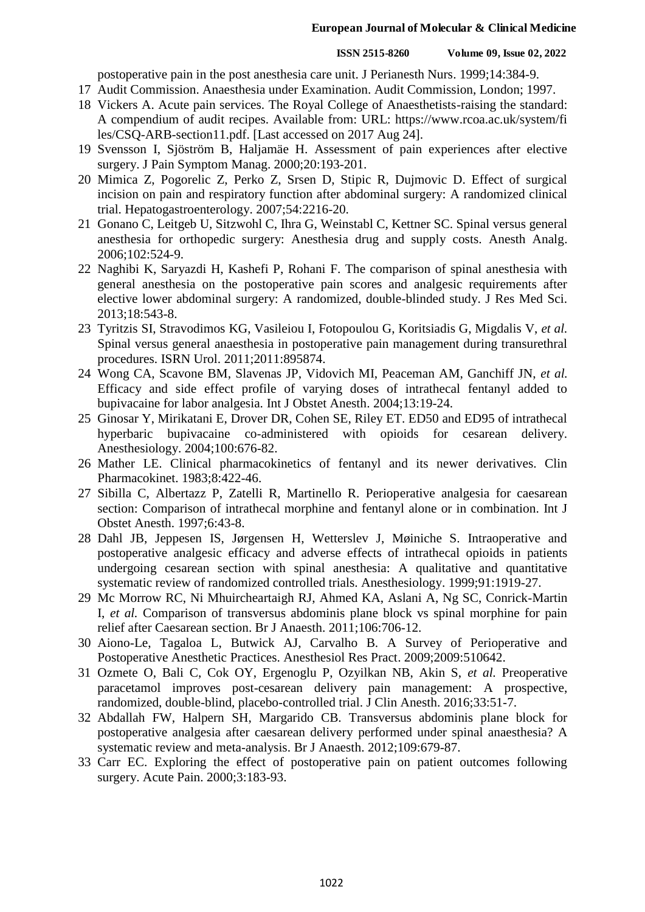postoperative pain in the post anesthesia care unit. J Perianesth Nurs. 1999;14:384-9.

17 Audit Commission. Anaesthesia under Examination. Audit Commission, London; 1997.

18 Vickers A. Acute pain services. The Royal College of Anaesthetists-raising the standard: A compendium of audit recipes. Available from: URL: https://www.rcoa.ac.uk/system/files/CSQ-ARB-section11.pdf. [Last accessed on 2017 Aug 24].

19 Svensson I, Sjöström B, Haljamäe H. Assessment of pain experiences after elective surgery. J Pain Symptom Manag. 2000;20:193-201.

20 Mimica Z, Pogorelic Z, Perko Z, Srsen D, Stipic R, Dujmovic D. Effect of surgical incision on pain and respiratory function after abdominal surgery: A randomized clinical trial. Hepatogastroenterology. 2007;54:2216-20.

21 Gonano C, Leitgeb U, Sitzwohl C, Ihra G, Weinstabl C, Kettner SC. Spinal versus general anesthesia for orthopedic surgery: Anesthesia drug and supply costs. Anesth Analg. 2006;102:524-9.

22 Naghibi K, Saryazdi H, Kashefi P, Rohani F. The comparison of spinal anesthesia with general anesthesia on the postoperative pain scores and analgesic requirements after elective lower abdominal surgery: A randomized, double-blinded study. J Res Med Sci. 2013;18:543-8.

23 Tyritzis SI, Stravodimos KG, Vasileiou I, Fotopoulou G, Koritsiadis G, Migdalis V, *et al.* Spinal versus general anaesthesia in postoperative pain management during transurethral procedures. ISRN Urol. 2011;2011:895874.

24 Wong CA, Scavone BM, Slavenas JP, Vidovich MI, Peaceman AM, Ganchiff JN, *et al.* Efficacy and side effect profile of varying doses of intrathecal fentanyl added to bupivacaine for labor analgesia. Int J Obstet Anesth. 2004;13:19-24.

25 Ginosar Y, Mirikatani E, Drover DR, Cohen SE, Riley ET. ED50 and ED95 of intrathecal hyperbaric bupivacaine co-administered with opioids for cesarean delivery. Anesthesiology. 2004;100:676-82.

26 Mather LE. Clinical pharmacokinetics of fentanyl and its newer derivatives. Clin Pharmacokinet. 1983;8:422-46.

27 Sibilla C, Albertazz P, Zatelli R, Martinello R. Perioperative analgesia for caesarean section: Comparison of intrathecal morphine and fentanyl alone or in combination. Int J Obstet Anesth. 1997;6:43-8.

28 Dahl JB, Jeppesen IS, Jørgensen H, Wetterslev J, Møiniche S. Intraoperative and postoperative analgesic efficacy and adverse effects of intrathecal opioids in patients undergoing cesarean section with spinal anesthesia: A qualitative and quantitative systematic review of randomized controlled trials. Anesthesiology. 1999;91:1919-27.

29 Mc Morrow RC, Ni Mhuircheartaigh RJ, Ahmed KA, Aslani A, Ng SC, Conrick-Martin I, *et al.* Comparison of transversus abdominis plane block vs spinal morphine for pain relief after Caesarean section. Br J Anaesth. 2011;106:706-12.

30 Aiono-Le, Tagaloa L, Butwick AJ, Carvalho B. A Survey of Perioperative and Postoperative Anesthetic Practices. Anesthesiol Res Pract. 2009;2009:510642.

31 Ozmete O, Bali C, Cok OY, Ergenoglu P, Ozyilkan NB, Akin S, *et al.* Preoperative paracetamol improves post-cesarean delivery pain management: A prospective, randomized, double-blind, placebo-controlled trial. J Clin Anesth. 2016;33:51-7.

32 Abdallah FW, Halpern SH, Margarido CB. Transversus abdominis plane block for postoperative analgesia after caesarean delivery performed under spinal anaesthesia? A systematic review and meta-analysis. Br J Anaesth. 2012;109:679-87.

33 Carr EC. Exploring the effect of postoperative pain on patient outcomes following surgery. Acute Pain. 2000;3:183-93.